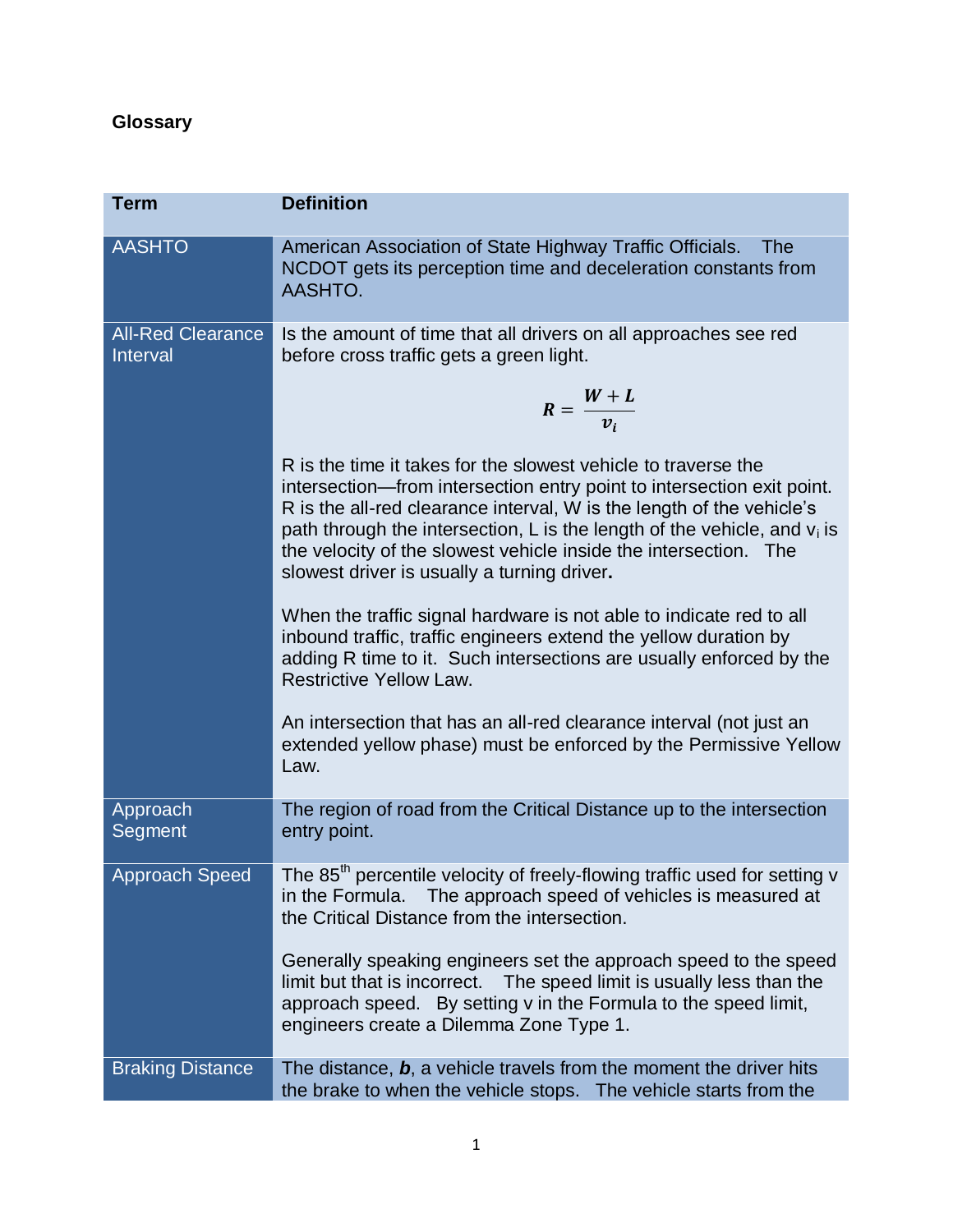**Glossary**

| Term | Definition |
| --- | --- |
| AASHTO | American Association of State Highway Traffic Officials. The NCDOT gets its perception time and deceleration constants from AASHTO. |
| All-Red Clearance Interval | Is the amount of time that all drivers on all approaches see red before cross traffic gets a green light. $$R = \frac{W + L}{v_i}$$ R is the time it takes for the slowest vehicle to traverse the intersection—from intersection entry point to intersection exit point. R is the all-red clearance interval, W is the length of the vehicle's path through the intersection, L is the length of the vehicle, and $v_i$ is the velocity of the slowest vehicle inside the intersection. The slowest driver is usually a turning driver**.** <br><br> When the traffic signal hardware is not able to indicate red to all inbound traffic, traffic engineers extend the yellow duration by adding R time to it. Such intersections are usually enforced by the Restrictive Yellow Law. <br><br> An intersection that has an all-red clearance interval (not just an extended yellow phase) must be enforced by the Permissive Yellow Law. |
| Approach Segment | The region of road from the Critical Distance up to the intersection entry point. |
| Approach Speed | The 85th percentile velocity of freely-flowing traffic used for setting v in the Formula. The approach speed of vehicles is measured at the Critical Distance from the intersection. <br><br> Generally speaking engineers set the approach speed to the speed limit but that is incorrect. The speed limit is usually less than the approach speed. By setting v in the Formula to the speed limit, engineers create a Dilemma Zone Type 1. |
| Braking Distance | The distance, ***b***, a vehicle travels from the moment the driver hits the brake to when the vehicle stops. The vehicle starts from the |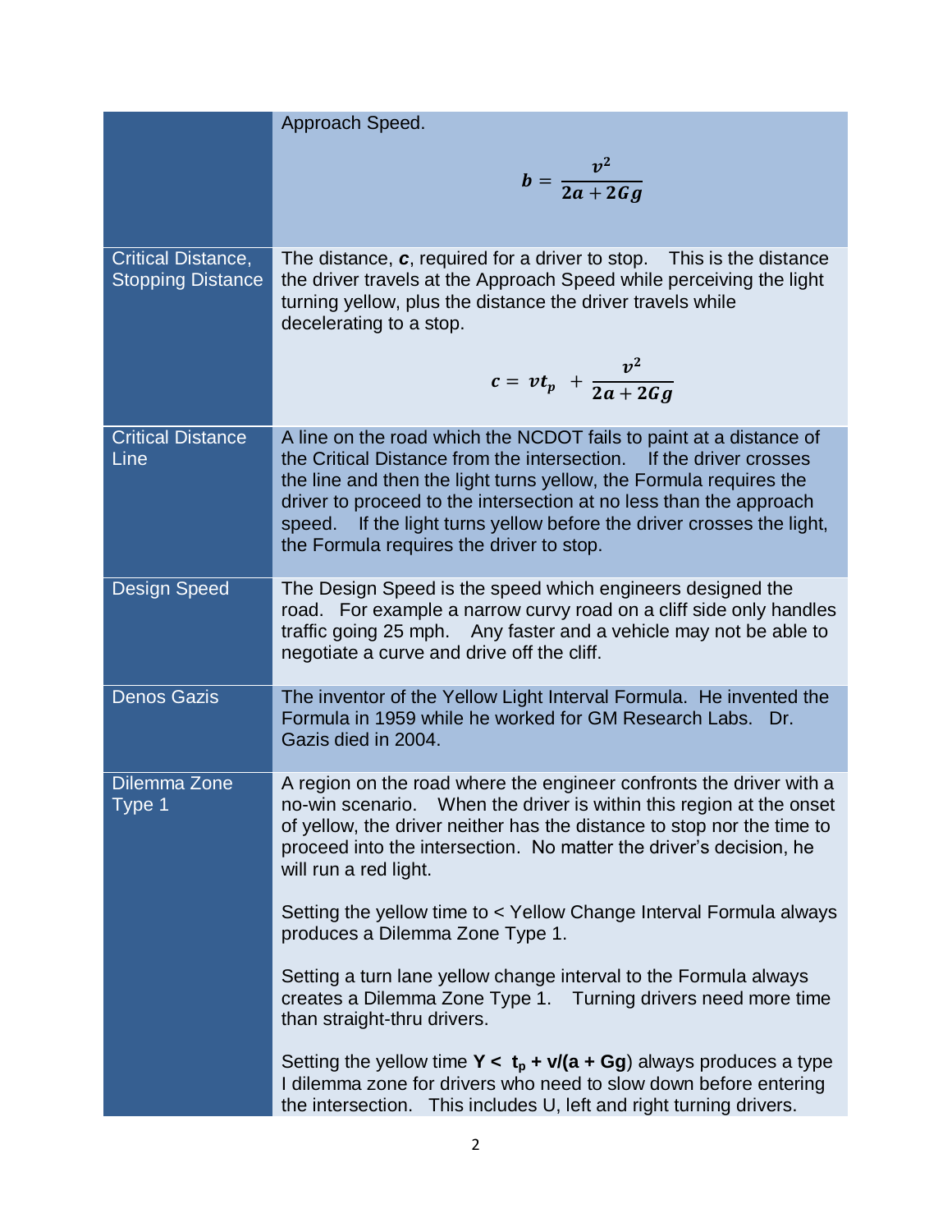| | |
|---|---|
| | Approach Speed. $$b = \frac{v^2}{2a + 2Gg}$$ |
| Critical Distance, Stopping Distance | The distance, ***c***, required for a driver to stop. This is the distance the driver travels at the Approach Speed while perceiving the light turning yellow, plus the distance the driver travels while decelerating to a stop. $$c = vt_p + \frac{v^2}{2a + 2Gg}$$ |
| Critical Distance Line | A line on the road which the NCDOT fails to paint at a distance of the Critical Distance from the intersection. If the driver crosses the line and then the light turns yellow, the Formula requires the driver to proceed to the intersection at no less than the approach speed. If the light turns yellow before the driver crosses the light, the Formula requires the driver to stop. |
| Design Speed | The Design Speed is the speed which engineers designed the road. For example a narrow curvy road on a cliff side only handles traffic going 25 mph. Any faster and a vehicle may not be able to negotiate a curve and drive off the cliff. |
| Denos Gazis | The inventor of the Yellow Light Interval Formula. He invented the Formula in 1959 while he worked for GM Research Labs. Dr. Gazis died in 2004. |
| Dilemma Zone Type 1 | A region on the road where the engineer confronts the driver with a no-win scenario. When the driver is within this region at the onset of yellow, the driver neither has the distance to stop nor the time to proceed into the intersection. No matter the driver's decision, he will run a red light.<br><br>Setting the yellow time to < Yellow Change Interval Formula always produces a Dilemma Zone Type 1.<br><br>Setting a turn lane yellow change interval to the Formula always creates a Dilemma Zone Type 1. Turning drivers need more time than straight-thru drivers.<br><br>Setting the yellow time **$Y < t_p + v/(a + Gg)$** always produces a type I dilemma zone for drivers who need to slow down before entering the intersection. This includes U, left and right turning drivers. |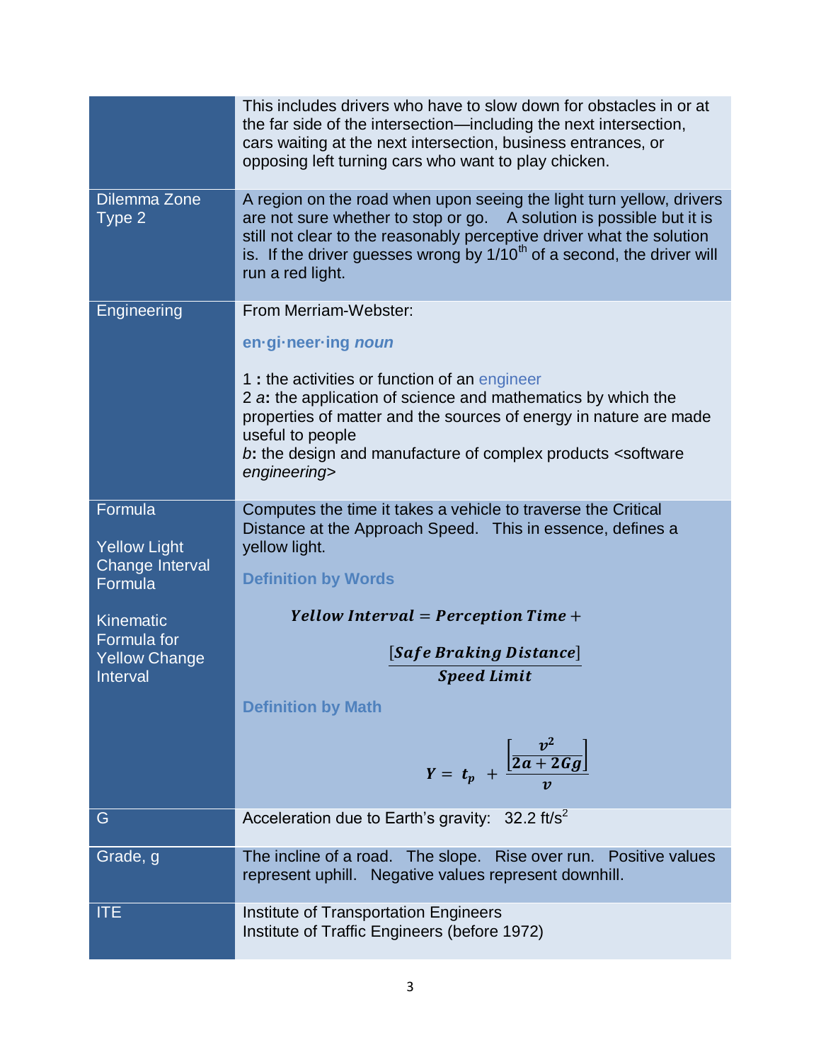| | |
|---|---|
| | This includes drivers who have to slow down for obstacles in or at the far side of the intersection—including the next intersection, cars waiting at the next intersection, business entrances, or opposing left turning cars who want to play chicken. |
| Dilemma Zone Type 2 | A region on the road when upon seeing the light turn yellow, drivers are not sure whether to stop or go. A solution is possible but it is still not clear to the reasonably perceptive driver what the solution is. If the driver guesses wrong by 1/10th of a second, the driver will run a red light. |
| Engineering | From Merriam-Webster:<br><br>**en·gi·neer·ing *noun***<br><br>1 **:** the activities or function of an engineer<br>2 *a***:** the application of science and mathematics by which the properties of matter and the sources of energy in nature are made useful to people<br>*b***:** the design and manufacture of complex products <software *engineering*> |
| Formula<br><br>Yellow Light Change Interval Formula<br><br>Kinematic Formula for Yellow Change Interval | Computes the time it takes a vehicle to traverse the Critical Distance at the Approach Speed. This in essence, defines a yellow light.<br><br>**Definition by Words**<br><br>$\textbf{\textit{Yellow Interval}} = \textbf{\textit{Perception Time}} + \dfrac{[\textbf{\textit{Safe Braking Distance}}]}{\textbf{\textit{Speed Limit}}}$<br><br>**Definition by Math**<br><br>$Y = t_p + \dfrac{\left[\dfrac{v^2}{2a + 2Gg}\right]}{v}$ |
| G | Acceleration due to Earth's gravity: 32.2 ft/s$^2$ |
| Grade, g | The incline of a road. The slope. Rise over run. Positive values represent uphill. Negative values represent downhill. |
| ITE | Institute of Transportation Engineers<br>Institute of Traffic Engineers (before 1972) |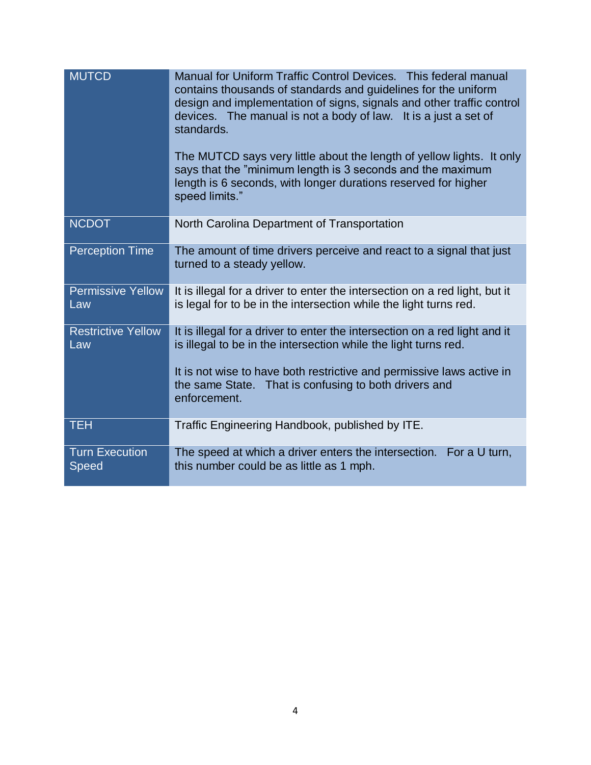| | |
|---|---|
| MUTCD | Manual for Uniform Traffic Control Devices. This federal manual contains thousands of standards and guidelines for the uniform design and implementation of signs, signals and other traffic control devices. The manual is not a body of law. It is a just a set of standards.<br><br>The MUTCD says very little about the length of yellow lights. It only says that the "minimum length is 3 seconds and the maximum length is 6 seconds, with longer durations reserved for higher speed limits." |
| NCDOT | North Carolina Department of Transportation |
| Perception Time | The amount of time drivers perceive and react to a signal that just turned to a steady yellow. |
| Permissive Yellow Law | It is illegal for a driver to enter the intersection on a red light, but it is legal for to be in the intersection while the light turns red. |
| Restrictive Yellow Law | It is illegal for a driver to enter the intersection on a red light and it is illegal to be in the intersection while the light turns red.<br><br>It is not wise to have both restrictive and permissive laws active in the same State. That is confusing to both drivers and enforcement. |
| TEH | Traffic Engineering Handbook, published by ITE. |
| Turn Execution Speed | The speed at which a driver enters the intersection. For a U turn, this number could be as little as 1 mph. |